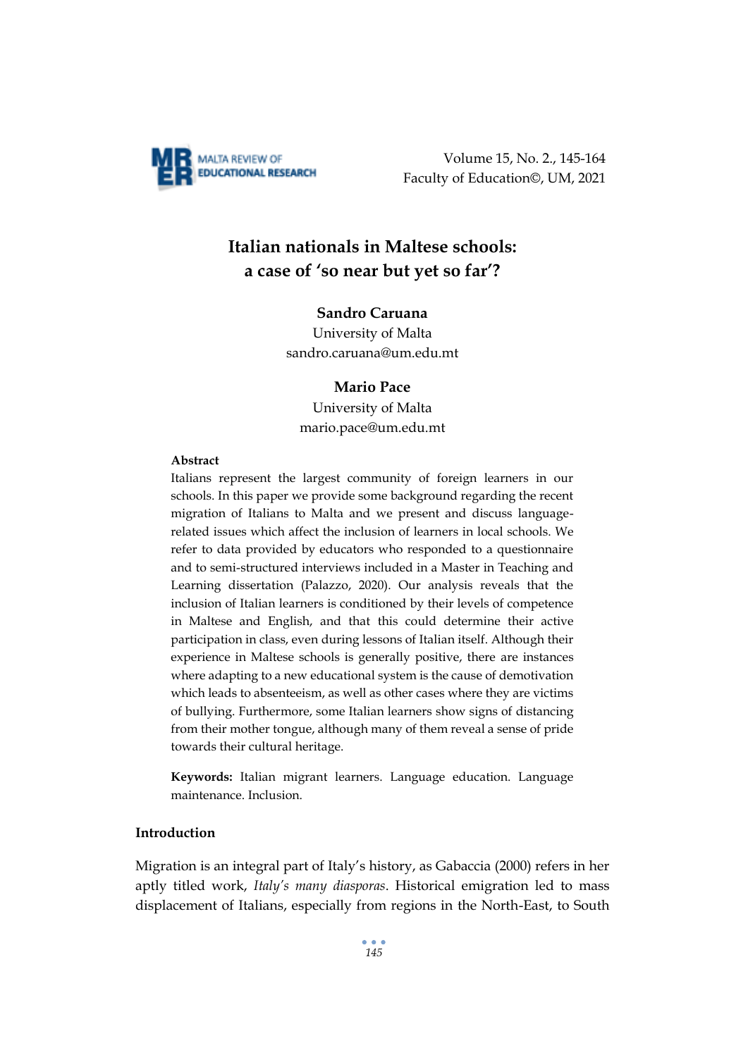# Italian nationals in Maltese schools: a case of 'so near but yet so far'?

**Sandro Caruana**
University of Malta
sandro.caruana@um.edu.mt

**Mario Pace**
University of Malta
mario.pace@um.edu.mt

**Abstract**

Italians represent the largest community of foreign learners in our schools. In this paper we provide some background regarding the recent migration of Italians to Malta and we present and discuss language-related issues which affect the inclusion of learners in local schools. We refer to data provided by educators who responded to a questionnaire and to semi-structured interviews included in a Master in Teaching and Learning dissertation (Palazzo, 2020). Our analysis reveals that the inclusion of Italian learners is conditioned by their levels of competence in Maltese and English, and that this could determine their active participation in class, even during lessons of Italian itself. Although their experience in Maltese schools is generally positive, there are instances where adapting to a new educational system is the cause of demotivation which leads to absenteeism, as well as other cases where they are victims of bullying. Furthermore, some Italian learners show signs of distancing from their mother tongue, although many of them reveal a sense of pride towards their cultural heritage.

**Keywords:** Italian migrant learners. Language education. Language maintenance. Inclusion.

## Introduction

Migration is an integral part of Italy's history, as Gabaccia (2000) refers in her aptly titled work, *Italy's many diasporas*. Historical emigration led to mass displacement of Italians, especially from regions in the North-East, to South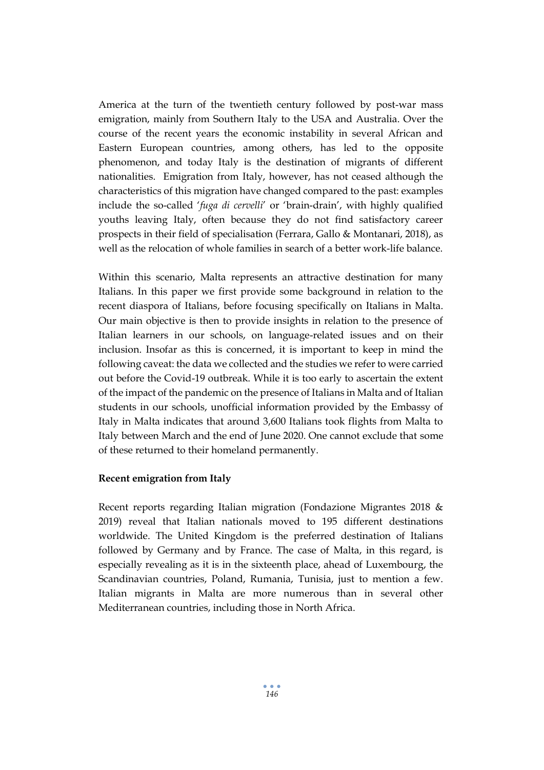America at the turn of the twentieth century followed by post-war mass emigration, mainly from Southern Italy to the USA and Australia. Over the course of the recent years the economic instability in several African and Eastern European countries, among others, has led to the opposite phenomenon, and today Italy is the destination of migrants of different nationalities. Emigration from Italy, however, has not ceased although the characteristics of this migration have changed compared to the past: examples include the so-called '*fuga di cervelli*' or 'brain-drain', with highly qualified youths leaving Italy, often because they do not find satisfactory career prospects in their field of specialisation (Ferrara, Gallo & Montanari, 2018), as well as the relocation of whole families in search of a better work-life balance.

Within this scenario, Malta represents an attractive destination for many Italians. In this paper we first provide some background in relation to the recent diaspora of Italians, before focusing specifically on Italians in Malta. Our main objective is then to provide insights in relation to the presence of Italian learners in our schools, on language-related issues and on their inclusion. Insofar as this is concerned, it is important to keep in mind the following caveat: the data we collected and the studies we refer to were carried out before the Covid-19 outbreak. While it is too early to ascertain the extent of the impact of the pandemic on the presence of Italians in Malta and of Italian students in our schools, unofficial information provided by the Embassy of Italy in Malta indicates that around 3,600 Italians took flights from Malta to Italy between March and the end of June 2020. One cannot exclude that some of these returned to their homeland permanently.

**Recent emigration from Italy**

Recent reports regarding Italian migration (Fondazione Migrantes 2018 & 2019) reveal that Italian nationals moved to 195 different destinations worldwide. The United Kingdom is the preferred destination of Italians followed by Germany and by France. The case of Malta, in this regard, is especially revealing as it is in the sixteenth place, ahead of Luxembourg, the Scandinavian countries, Poland, Rumania, Tunisia, just to mention a few. Italian migrants in Malta are more numerous than in several other Mediterranean countries, including those in North Africa.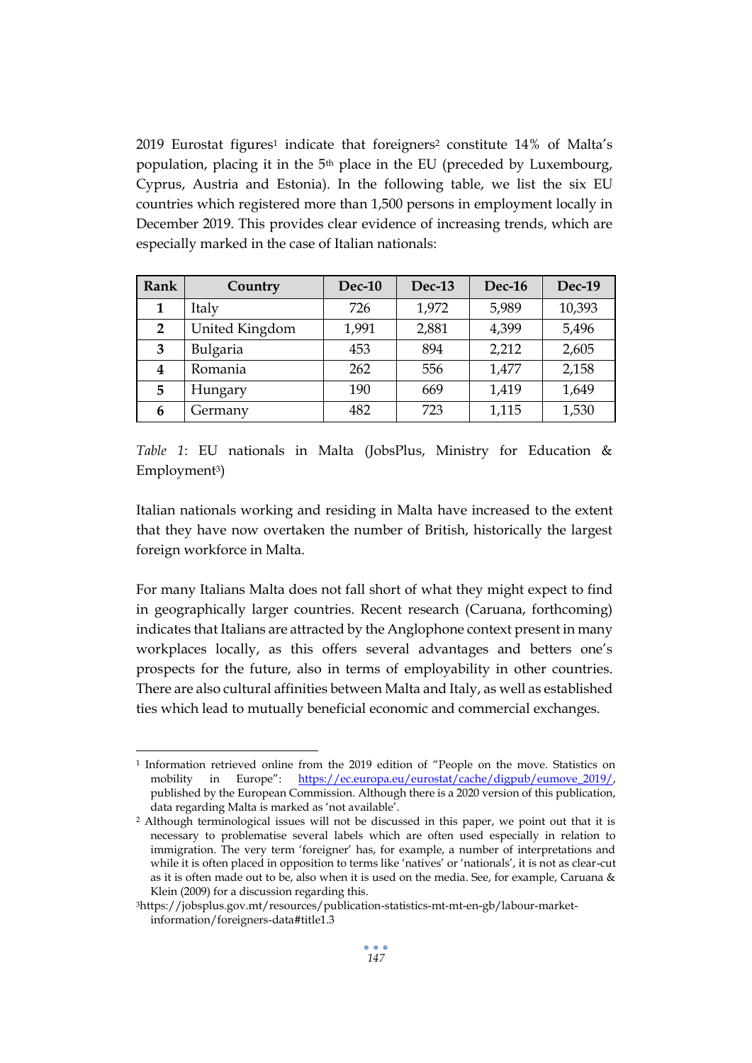2019 Eurostat figures[1] indicate that foreigners[2] constitute 14% of Malta's population, placing it in the 5th place in the EU (preceded by Luxembourg, Cyprus, Austria and Estonia). In the following table, we list the six EU countries which registered more than 1,500 persons in employment locally in December 2019. This provides clear evidence of increasing trends, which are especially marked in the case of Italian nationals:

| Rank | Country | Dec-10 | Dec-13 | Dec-16 | Dec-19 |
|---|---|---|---|---|---|
| 1 | Italy | 726 | 1,972 | 5,989 | 10,393 |
| 2 | United Kingdom | 1,991 | 2,881 | 4,399 | 5,496 |
| 3 | Bulgaria | 453 | 894 | 2,212 | 2,605 |
| 4 | Romania | 262 | 556 | 1,477 | 2,158 |
| 5 | Hungary | 190 | 669 | 1,419 | 1,649 |
| 6 | Germany | 482 | 723 | 1,115 | 1,530 |

*Table 1*: EU nationals in Malta (JobsPlus, Ministry for Education & Employment[3])

Italian nationals working and residing in Malta have increased to the extent that they have now overtaken the number of British, historically the largest foreign workforce in Malta.

For many Italians Malta does not fall short of what they might expect to find in geographically larger countries. Recent research (Caruana, forthcoming) indicates that Italians are attracted by the Anglophone context present in many workplaces locally, as this offers several advantages and betters one's prospects for the future, also in terms of employability in other countries. There are also cultural affinities between Malta and Italy, as well as established ties which lead to mutually beneficial economic and commercial exchanges.

---

[1] Information retrieved online from the 2019 edition of "People on the move. Statistics on mobility in Europe": https://ec.europa.eu/eurostat/cache/digpub/eumove_2019/, published by the European Commission. Although there is a 2020 version of this publication, data regarding Malta is marked as 'not available'.

[2] Although terminological issues will not be discussed in this paper, we point out that it is necessary to problematise several labels which are often used especially in relation to immigration. The very term 'foreigner' has, for example, a number of interpretations and while it is often placed in opposition to terms like 'natives' or 'nationals', it is not as clear-cut as it is often made out to be, also when it is used on the media. See, for example, Caruana & Klein (2009) for a discussion regarding this.

[3] https://jobsplus.gov.mt/resources/publication-statistics-mt-mt-en-gb/labour-market-information/foreigners-data#title1.3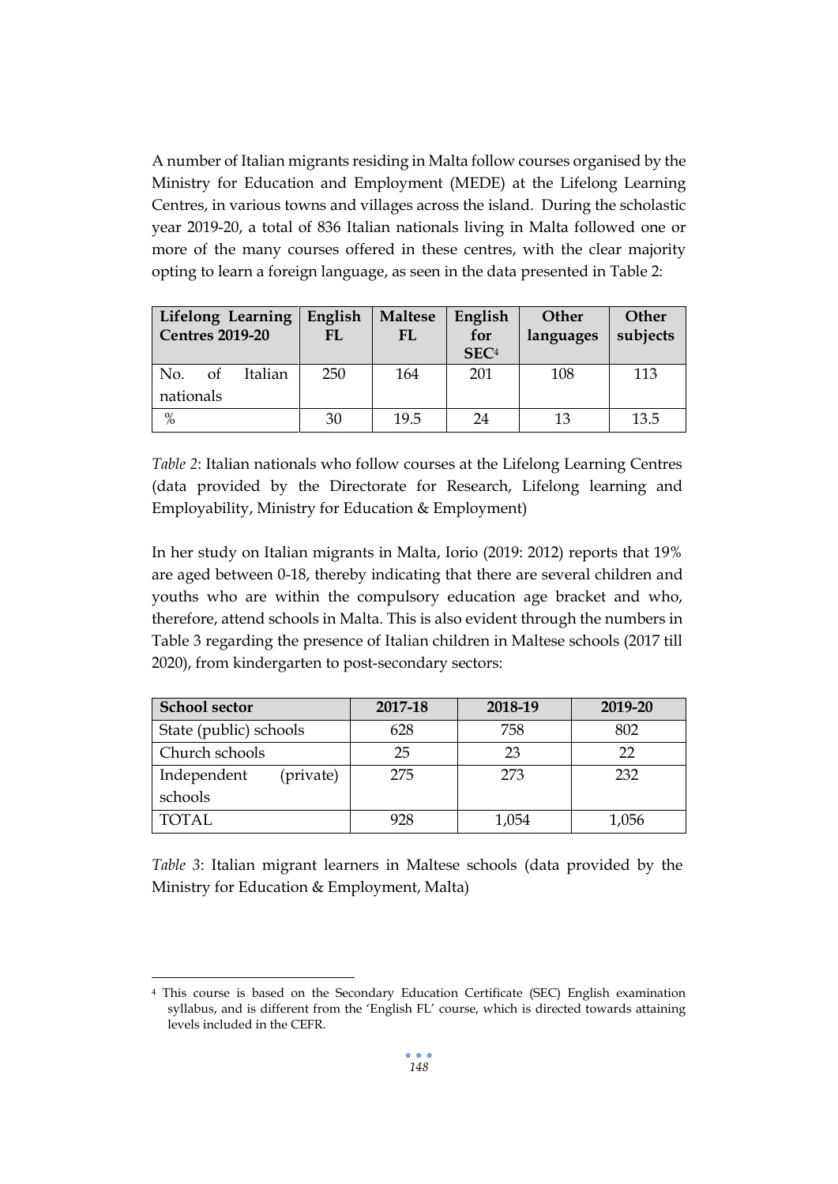A number of Italian migrants residing in Malta follow courses organised by the Ministry for Education and Employment (MEDE) at the Lifelong Learning Centres, in various towns and villages across the island. During the scholastic year 2019-20, a total of 836 Italian nationals living in Malta followed one or more of the many courses offered in these centres, with the clear majority opting to learn a foreign language, as seen in the data presented in Table 2:

| **Lifelong Learning Centres 2019-20** | **English FL** | **Maltese FL** | **English for SEC**[4] | **Other languages** | **Other subjects** |
|---|---|---|---|---|---|
| No. of Italian nationals | 250 | 164 | 201 | 108 | 113 |
| % | 30 | 19.5 | 24 | 13 | 13.5 |

*Table 2*: Italian nationals who follow courses at the Lifelong Learning Centres (data provided by the Directorate for Research, Lifelong learning and Employability, Ministry for Education & Employment)

In her study on Italian migrants in Malta, Iorio (2019: 2012) reports that 19% are aged between 0-18, thereby indicating that there are several children and youths who are within the compulsory education age bracket and who, therefore, attend schools in Malta. This is also evident through the numbers in Table 3 regarding the presence of Italian children in Maltese schools (2017 till 2020), from kindergarten to post-secondary sectors:

| **School sector** | **2017-18** | **2018-19** | **2019-20** |
|---|---|---|---|
| State (public) schools | 628 | 758 | 802 |
| Church schools | 25 | 23 | 22 |
| Independent (private) schools | 275 | 273 | 232 |
| TOTAL | 928 | 1,054 | 1,056 |

*Table 3*: Italian migrant learners in Maltese schools (data provided by the Ministry for Education & Employment, Malta)

[4] This course is based on the Secondary Education Certificate (SEC) English examination syllabus, and is different from the 'English FL' course, which is directed towards attaining levels included in the CEFR.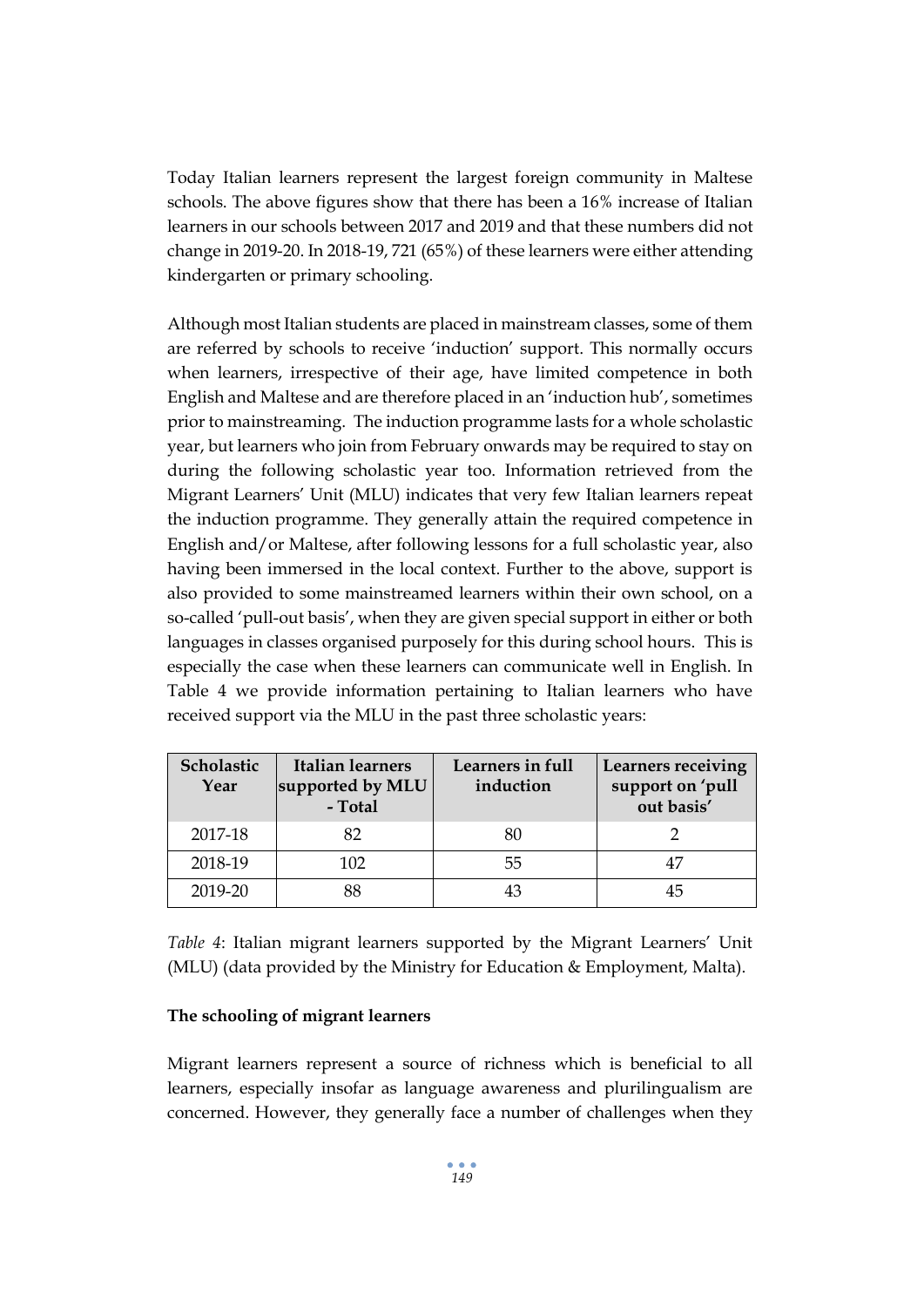Today Italian learners represent the largest foreign community in Maltese schools. The above figures show that there has been a 16% increase of Italian learners in our schools between 2017 and 2019 and that these numbers did not change in 2019-20. In 2018-19, 721 (65%) of these learners were either attending kindergarten or primary schooling.

Although most Italian students are placed in mainstream classes, some of them are referred by schools to receive 'induction' support. This normally occurs when learners, irrespective of their age, have limited competence in both English and Maltese and are therefore placed in an 'induction hub', sometimes prior to mainstreaming. The induction programme lasts for a whole scholastic year, but learners who join from February onwards may be required to stay on during the following scholastic year too. Information retrieved from the Migrant Learners' Unit (MLU) indicates that very few Italian learners repeat the induction programme. They generally attain the required competence in English and/or Maltese, after following lessons for a full scholastic year, also having been immersed in the local context. Further to the above, support is also provided to some mainstreamed learners within their own school, on a so-called 'pull-out basis', when they are given special support in either or both languages in classes organised purposely for this during school hours. This is especially the case when these learners can communicate well in English. In Table 4 we provide information pertaining to Italian learners who have received support via the MLU in the past three scholastic years:

| Scholastic Year | Italian learners supported by MLU - Total | Learners in full induction | Learners receiving support on 'pull out basis' |
|---|---|---|---|
| 2017-18 | 82 | 80 | 2 |
| 2018-19 | 102 | 55 | 47 |
| 2019-20 | 88 | 43 | 45 |

*Table 4*: Italian migrant learners supported by the Migrant Learners' Unit (MLU) (data provided by the Ministry for Education & Employment, Malta).

**The schooling of migrant learners**

Migrant learners represent a source of richness which is beneficial to all learners, especially insofar as language awareness and plurilingualism are concerned. However, they generally face a number of challenges when they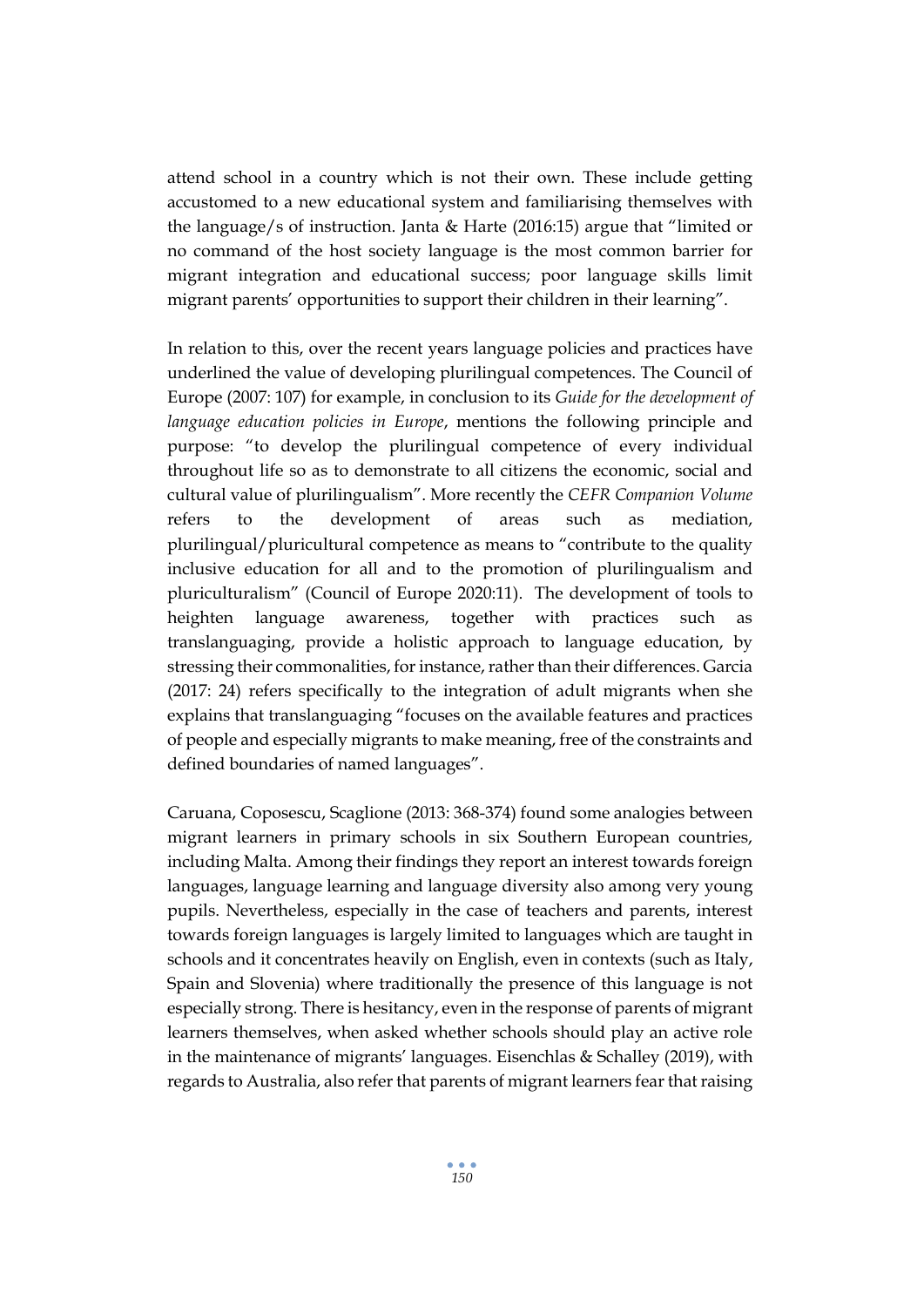attend school in a country which is not their own. These include getting accustomed to a new educational system and familiarising themselves with the language/s of instruction. Janta & Harte (2016:15) argue that "limited or no command of the host society language is the most common barrier for migrant integration and educational success; poor language skills limit migrant parents' opportunities to support their children in their learning".

In relation to this, over the recent years language policies and practices have underlined the value of developing plurilingual competences. The Council of Europe (2007: 107) for example, in conclusion to its *Guide for the development of language education policies in Europe*, mentions the following principle and purpose: "to develop the plurilingual competence of every individual throughout life so as to demonstrate to all citizens the economic, social and cultural value of plurilingualism". More recently the *CEFR Companion Volume* refers to the development of areas such as mediation, plurilingual/pluricultural competence as means to "contribute to the quality inclusive education for all and to the promotion of plurilingualism and pluriculturalism" (Council of Europe 2020:11). The development of tools to heighten language awareness, together with practices such as translanguaging, provide a holistic approach to language education, by stressing their commonalities, for instance, rather than their differences. Garcia (2017: 24) refers specifically to the integration of adult migrants when she explains that translanguaging "focuses on the available features and practices of people and especially migrants to make meaning, free of the constraints and defined boundaries of named languages".

Caruana, Coposescu, Scaglione (2013: 368-374) found some analogies between migrant learners in primary schools in six Southern European countries, including Malta. Among their findings they report an interest towards foreign languages, language learning and language diversity also among very young pupils. Nevertheless, especially in the case of teachers and parents, interest towards foreign languages is largely limited to languages which are taught in schools and it concentrates heavily on English, even in contexts (such as Italy, Spain and Slovenia) where traditionally the presence of this language is not especially strong. There is hesitancy, even in the response of parents of migrant learners themselves, when asked whether schools should play an active role in the maintenance of migrants' languages. Eisenchlas & Schalley (2019), with regards to Australia, also refer that parents of migrant learners fear that raising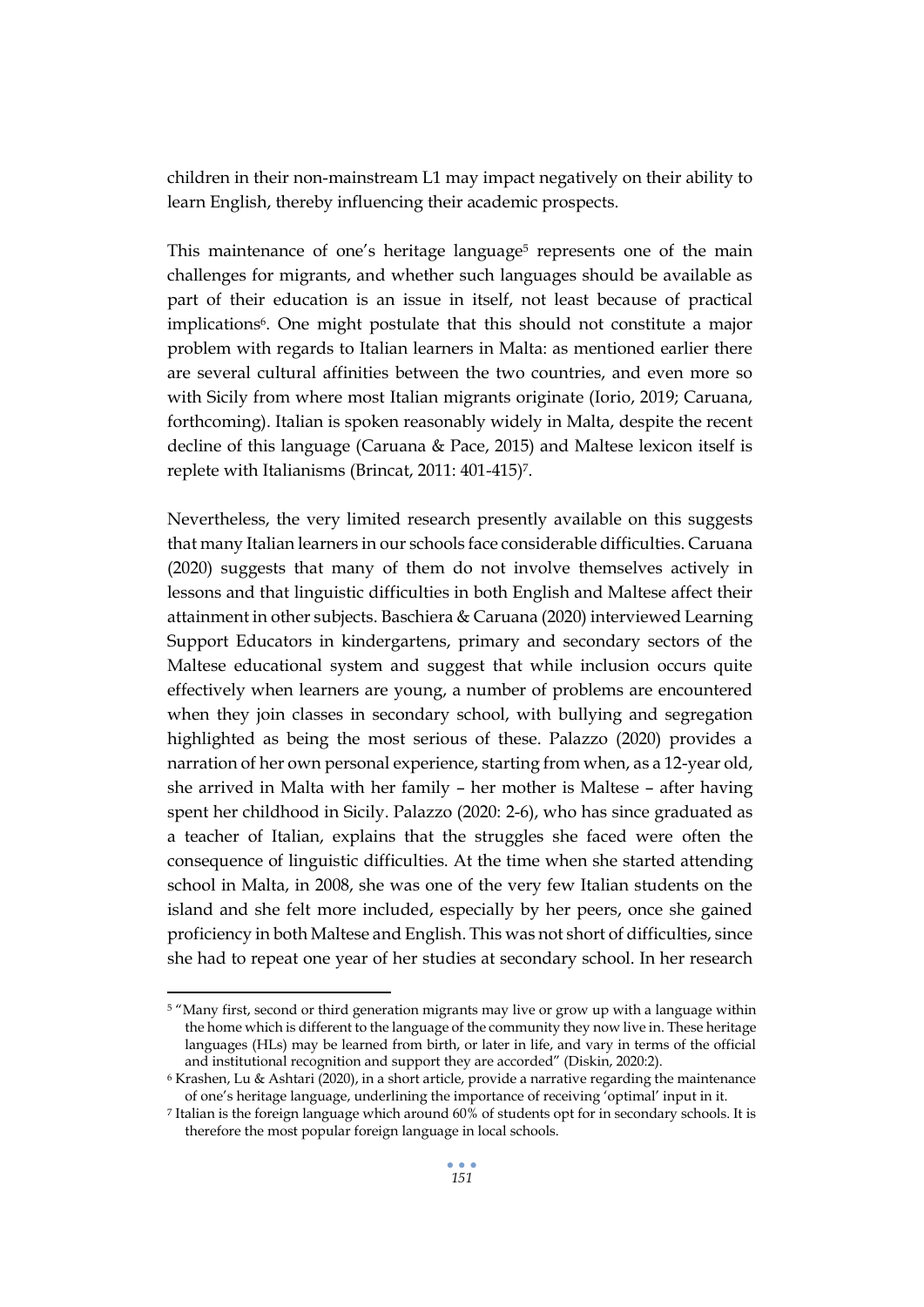children in their non-mainstream L1 may impact negatively on their ability to learn English, thereby influencing their academic prospects.

This maintenance of one's heritage language[5] represents one of the main challenges for migrants, and whether such languages should be available as part of their education is an issue in itself, not least because of practical implications[6]. One might postulate that this should not constitute a major problem with regards to Italian learners in Malta: as mentioned earlier there are several cultural affinities between the two countries, and even more so with Sicily from where most Italian migrants originate (Iorio, 2019; Caruana, forthcoming). Italian is spoken reasonably widely in Malta, despite the recent decline of this language (Caruana & Pace, 2015) and Maltese lexicon itself is replete with Italianisms (Brincat, 2011: 401-415)[7].

Nevertheless, the very limited research presently available on this suggests that many Italian learners in our schools face considerable difficulties. Caruana (2020) suggests that many of them do not involve themselves actively in lessons and that linguistic difficulties in both English and Maltese affect their attainment in other subjects. Baschiera & Caruana (2020) interviewed Learning Support Educators in kindergartens, primary and secondary sectors of the Maltese educational system and suggest that while inclusion occurs quite effectively when learners are young, a number of problems are encountered when they join classes in secondary school, with bullying and segregation highlighted as being the most serious of these. Palazzo (2020) provides a narration of her own personal experience, starting from when, as a 12-year old, she arrived in Malta with her family – her mother is Maltese – after having spent her childhood in Sicily. Palazzo (2020: 2-6), who has since graduated as a teacher of Italian, explains that the struggles she faced were often the consequence of linguistic difficulties. At the time when she started attending school in Malta, in 2008, she was one of the very few Italian students on the island and she felt more included, especially by her peers, once she gained proficiency in both Maltese and English. This was not short of difficulties, since she had to repeat one year of her studies at secondary school. In her research

---

[5] "Many first, second or third generation migrants may live or grow up with a language within the home which is different to the language of the community they now live in. These heritage languages (HLs) may be learned from birth, or later in life, and vary in terms of the official and institutional recognition and support they are accorded" (Diskin, 2020:2).

[6] Krashen, Lu & Ashtari (2020), in a short article, provide a narrative regarding the maintenance of one's heritage language, underlining the importance of receiving 'optimal' input in it.

[7] Italian is the foreign language which around 60% of students opt for in secondary schools. It is therefore the most popular foreign language in local schools.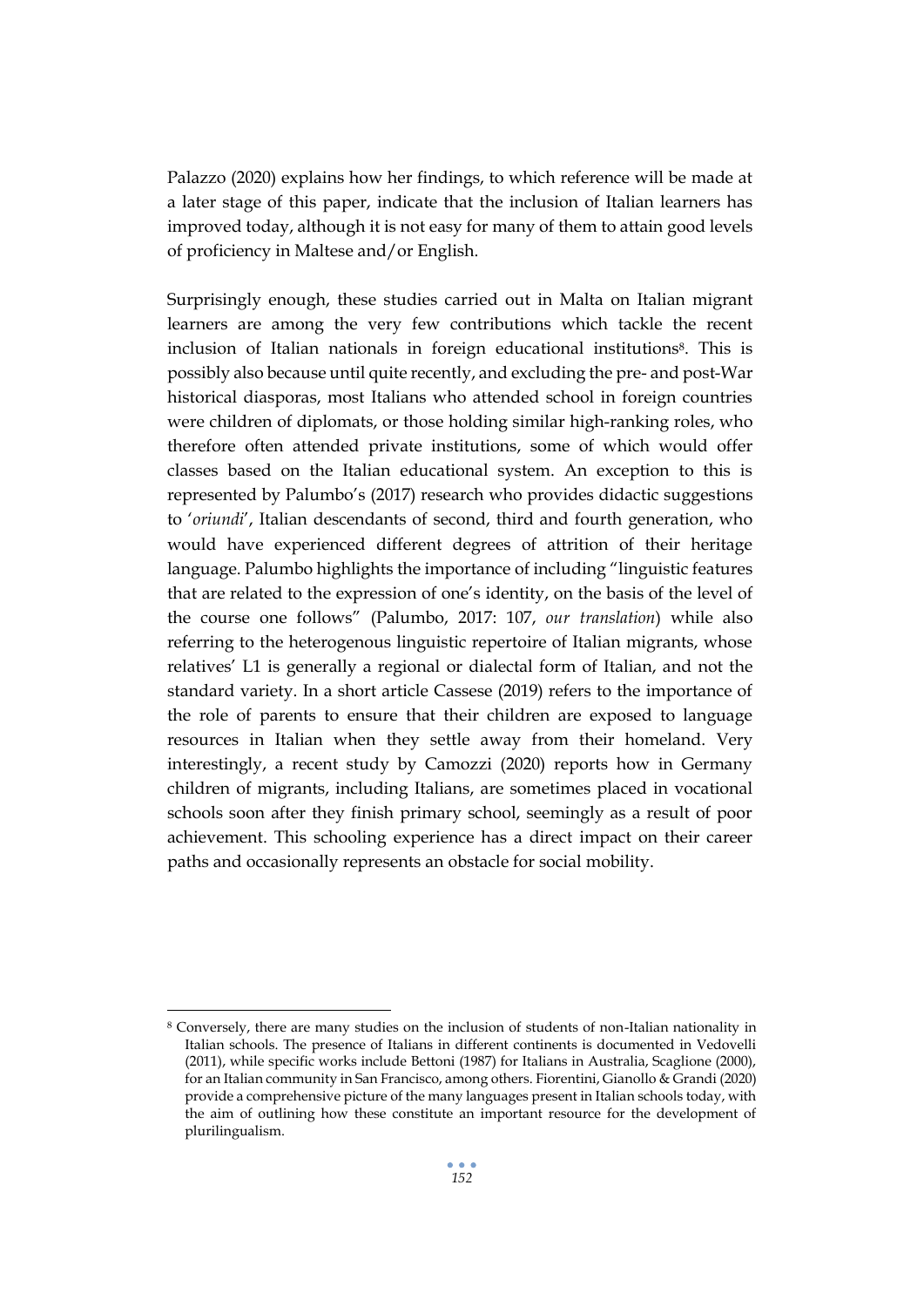Palazzo (2020) explains how her findings, to which reference will be made at a later stage of this paper, indicate that the inclusion of Italian learners has improved today, although it is not easy for many of them to attain good levels of proficiency in Maltese and/or English.

Surprisingly enough, these studies carried out in Malta on Italian migrant learners are among the very few contributions which tackle the recent inclusion of Italian nationals in foreign educational institutions[8]. This is possibly also because until quite recently, and excluding the pre- and post-War historical diasporas, most Italians who attended school in foreign countries were children of diplomats, or those holding similar high-ranking roles, who therefore often attended private institutions, some of which would offer classes based on the Italian educational system. An exception to this is represented by Palumbo's (2017) research who provides didactic suggestions to '*oriundi*', Italian descendants of second, third and fourth generation, who would have experienced different degrees of attrition of their heritage language. Palumbo highlights the importance of including "linguistic features that are related to the expression of one's identity, on the basis of the level of the course one follows" (Palumbo, 2017: 107, *our translation*) while also referring to the heterogenous linguistic repertoire of Italian migrants, whose relatives' L1 is generally a regional or dialectal form of Italian, and not the standard variety. In a short article Cassese (2019) refers to the importance of the role of parents to ensure that their children are exposed to language resources in Italian when they settle away from their homeland. Very interestingly, a recent study by Camozzi (2020) reports how in Germany children of migrants, including Italians, are sometimes placed in vocational schools soon after they finish primary school, seemingly as a result of poor achievement. This schooling experience has a direct impact on their career paths and occasionally represents an obstacle for social mobility.

---

[8] Conversely, there are many studies on the inclusion of students of non-Italian nationality in Italian schools. The presence of Italians in different continents is documented in Vedovelli (2011), while specific works include Bettoni (1987) for Italians in Australia, Scaglione (2000), for an Italian community in San Francisco, among others. Fiorentini, Gianollo & Grandi (2020) provide a comprehensive picture of the many languages present in Italian schools today, with the aim of outlining how these constitute an important resource for the development of plurilingualism.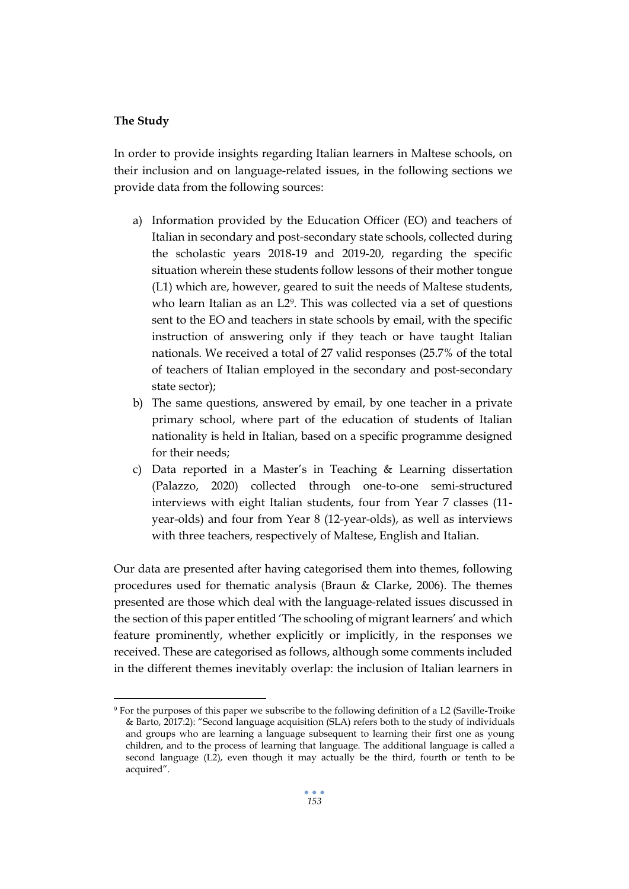**The Study**

In order to provide insights regarding Italian learners in Maltese schools, on their inclusion and on language-related issues, in the following sections we provide data from the following sources:

a) Information provided by the Education Officer (EO) and teachers of Italian in secondary and post-secondary state schools, collected during the scholastic years 2018-19 and 2019-20, regarding the specific situation wherein these students follow lessons of their mother tongue (L1) which are, however, geared to suit the needs of Maltese students, who learn Italian as an L2[9]. This was collected via a set of questions sent to the EO and teachers in state schools by email, with the specific instruction of answering only if they teach or have taught Italian nationals. We received a total of 27 valid responses (25.7% of the total of teachers of Italian employed in the secondary and post-secondary state sector);
b) The same questions, answered by email, by one teacher in a private primary school, where part of the education of students of Italian nationality is held in Italian, based on a specific programme designed for their needs;
c) Data reported in a Master's in Teaching & Learning dissertation (Palazzo, 2020) collected through one-to-one semi-structured interviews with eight Italian students, four from Year 7 classes (11-year-olds) and four from Year 8 (12-year-olds), as well as interviews with three teachers, respectively of Maltese, English and Italian.

Our data are presented after having categorised them into themes, following procedures used for thematic analysis (Braun & Clarke, 2006). The themes presented are those which deal with the language-related issues discussed in the section of this paper entitled 'The schooling of migrant learners' and which feature prominently, whether explicitly or implicitly, in the responses we received. These are categorised as follows, although some comments included in the different themes inevitably overlap: the inclusion of Italian learners in

---

[9] For the purposes of this paper we subscribe to the following definition of a L2 (Saville-Troike & Barto, 2017:2): "Second language acquisition (SLA) refers both to the study of individuals and groups who are learning a language subsequent to learning their first one as young children, and to the process of learning that language. The additional language is called a second language (L2), even though it may actually be the third, fourth or tenth to be acquired".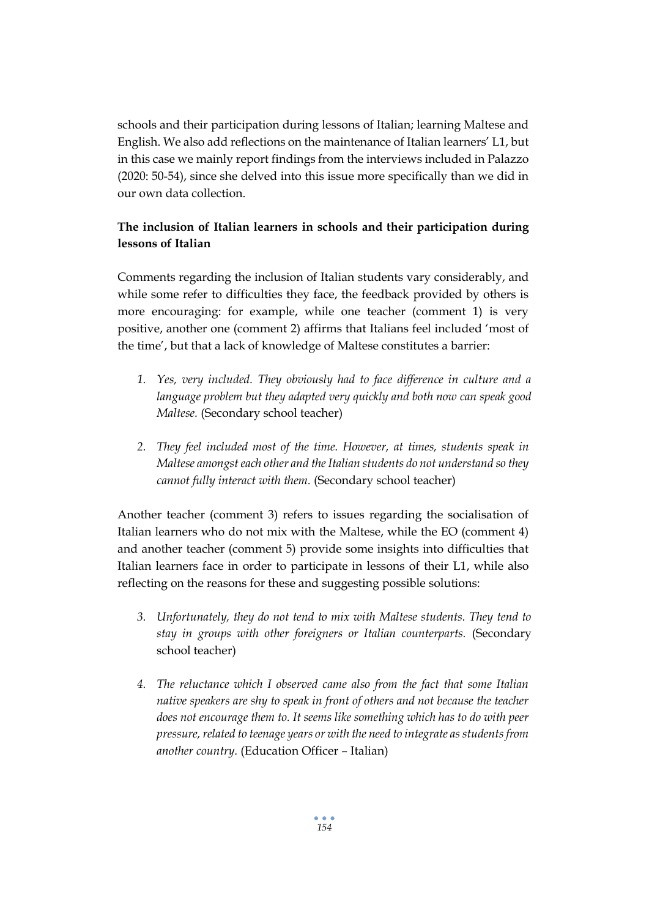schools and their participation during lessons of Italian; learning Maltese and English. We also add reflections on the maintenance of Italian learners' L1, but in this case we mainly report findings from the interviews included in Palazzo (2020: 50-54), since she delved into this issue more specifically than we did in our own data collection.

**The inclusion of Italian learners in schools and their participation during lessons of Italian**

Comments regarding the inclusion of Italian students vary considerably, and while some refer to difficulties they face, the feedback provided by others is more encouraging: for example, while one teacher (comment 1) is very positive, another one (comment 2) affirms that Italians feel included 'most of the time', but that a lack of knowledge of Maltese constitutes a barrier:

1. *Yes, very included. They obviously had to face difference in culture and a language problem but they adapted very quickly and both now can speak good Maltese.* (Secondary school teacher)

2. *They feel included most of the time. However, at times, students speak in Maltese amongst each other and the Italian students do not understand so they cannot fully interact with them.* (Secondary school teacher)

Another teacher (comment 3) refers to issues regarding the socialisation of Italian learners who do not mix with the Maltese, while the EO (comment 4) and another teacher (comment 5) provide some insights into difficulties that Italian learners face in order to participate in lessons of their L1, while also reflecting on the reasons for these and suggesting possible solutions:

3. *Unfortunately, they do not tend to mix with Maltese students. They tend to stay in groups with other foreigners or Italian counterparts.* (Secondary school teacher)

4. *The reluctance which I observed came also from the fact that some Italian native speakers are shy to speak in front of others and not because the teacher does not encourage them to. It seems like something which has to do with peer pressure, related to teenage years or with the need to integrate as students from another country.* (Education Officer – Italian)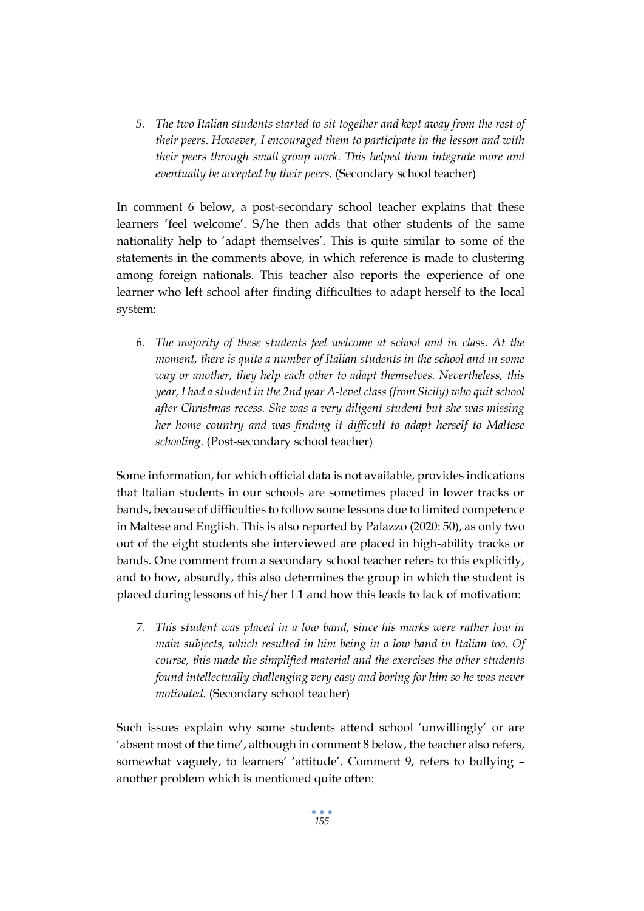5. *The two Italian students started to sit together and kept away from the rest of their peers. However, I encouraged them to participate in the lesson and with their peers through small group work. This helped them integrate more and eventually be accepted by their peers.* (Secondary school teacher)

In comment 6 below, a post-secondary school teacher explains that these learners 'feel welcome'. S/he then adds that other students of the same nationality help to 'adapt themselves'. This is quite similar to some of the statements in the comments above, in which reference is made to clustering among foreign nationals. This teacher also reports the experience of one learner who left school after finding difficulties to adapt herself to the local system:

6. *The majority of these students feel welcome at school and in class. At the moment, there is quite a number of Italian students in the school and in some way or another, they help each other to adapt themselves. Nevertheless, this year, I had a student in the 2nd year A-level class (from Sicily) who quit school after Christmas recess. She was a very diligent student but she was missing her home country and was finding it difficult to adapt herself to Maltese schooling.* (Post-secondary school teacher)

Some information, for which official data is not available, provides indications that Italian students in our schools are sometimes placed in lower tracks or bands, because of difficulties to follow some lessons due to limited competence in Maltese and English. This is also reported by Palazzo (2020: 50), as only two out of the eight students she interviewed are placed in high-ability tracks or bands. One comment from a secondary school teacher refers to this explicitly, and to how, absurdly, this also determines the group in which the student is placed during lessons of his/her L1 and how this leads to lack of motivation:

7. *This student was placed in a low band, since his marks were rather low in main subjects, which resulted in him being in a low band in Italian too. Of course, this made the simplified material and the exercises the other students found intellectually challenging very easy and boring for him so he was never motivated.* (Secondary school teacher)

Such issues explain why some students attend school 'unwillingly' or are 'absent most of the time', although in comment 8 below, the teacher also refers, somewhat vaguely, to learners' 'attitude'. Comment 9, refers to bullying – another problem which is mentioned quite often: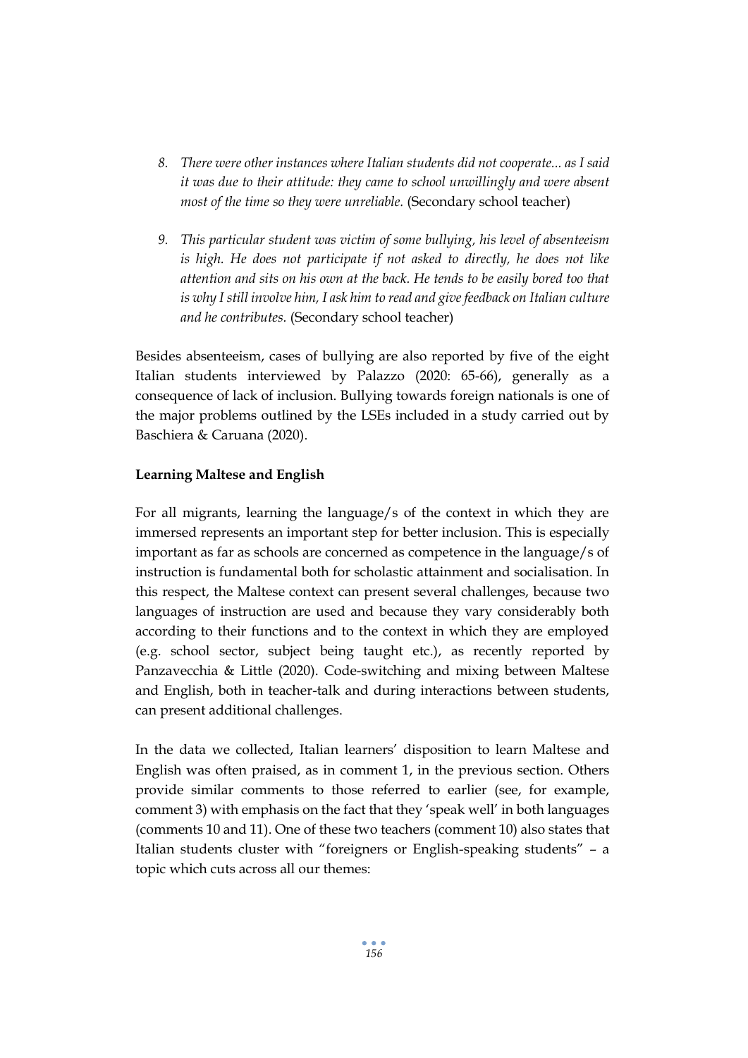8. *There were other instances where Italian students did not cooperate... as I said it was due to their attitude: they came to school unwillingly and were absent most of the time so they were unreliable.* (Secondary school teacher)

9. *This particular student was victim of some bullying, his level of absenteeism is high. He does not participate if not asked to directly, he does not like attention and sits on his own at the back. He tends to be easily bored too that is why I still involve him, I ask him to read and give feedback on Italian culture and he contributes.* (Secondary school teacher)

Besides absenteeism, cases of bullying are also reported by five of the eight Italian students interviewed by Palazzo (2020: 65-66), generally as a consequence of lack of inclusion. Bullying towards foreign nationals is one of the major problems outlined by the LSEs included in a study carried out by Baschiera & Caruana (2020).

**Learning Maltese and English**

For all migrants, learning the language/s of the context in which they are immersed represents an important step for better inclusion. This is especially important as far as schools are concerned as competence in the language/s of instruction is fundamental both for scholastic attainment and socialisation. In this respect, the Maltese context can present several challenges, because two languages of instruction are used and because they vary considerably both according to their functions and to the context in which they are employed (e.g. school sector, subject being taught etc.), as recently reported by Panzavecchia & Little (2020). Code-switching and mixing between Maltese and English, both in teacher-talk and during interactions between students, can present additional challenges.

In the data we collected, Italian learners' disposition to learn Maltese and English was often praised, as in comment 1, in the previous section. Others provide similar comments to those referred to earlier (see, for example, comment 3) with emphasis on the fact that they 'speak well' in both languages (comments 10 and 11). One of these two teachers (comment 10) also states that Italian students cluster with "foreigners or English-speaking students" – a topic which cuts across all our themes: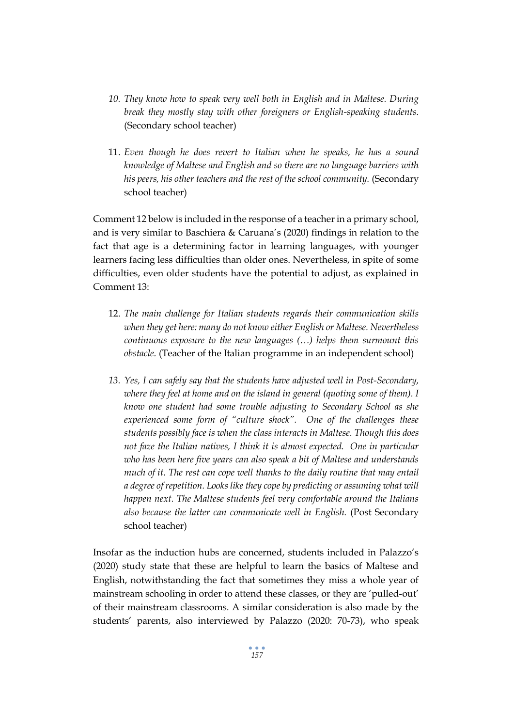10. *They know how to speak very well both in English and in Maltese. During break they mostly stay with other foreigners or English-speaking students.* (Secondary school teacher)

11. *Even though he does revert to Italian when he speaks, he has a sound knowledge of Maltese and English and so there are no language barriers with his peers, his other teachers and the rest of the school community.* (Secondary school teacher)

Comment 12 below is included in the response of a teacher in a primary school, and is very similar to Baschiera & Caruana's (2020) findings in relation to the fact that age is a determining factor in learning languages, with younger learners facing less difficulties than older ones. Nevertheless, in spite of some difficulties, even older students have the potential to adjust, as explained in Comment 13:

12. *The main challenge for Italian students regards their communication skills when they get here: many do not know either English or Maltese. Nevertheless continuous exposure to the new languages (…) helps them surmount this obstacle.* (Teacher of the Italian programme in an independent school)

13. *Yes, I can safely say that the students have adjusted well in Post-Secondary, where they feel at home and on the island in general (quoting some of them). I know one student had some trouble adjusting to Secondary School as she experienced some form of "culture shock". One of the challenges these students possibly face is when the class interacts in Maltese. Though this does not faze the Italian natives, I think it is almost expected. One in particular who has been here five years can also speak a bit of Maltese and understands much of it. The rest can cope well thanks to the daily routine that may entail a degree of repetition. Looks like they cope by predicting or assuming what will happen next. The Maltese students feel very comfortable around the Italians also because the latter can communicate well in English.* (Post Secondary school teacher)

Insofar as the induction hubs are concerned, students included in Palazzo's (2020) study state that these are helpful to learn the basics of Maltese and English, notwithstanding the fact that sometimes they miss a whole year of mainstream schooling in order to attend these classes, or they are 'pulled-out' of their mainstream classrooms. A similar consideration is also made by the students' parents, also interviewed by Palazzo (2020: 70-73), who speak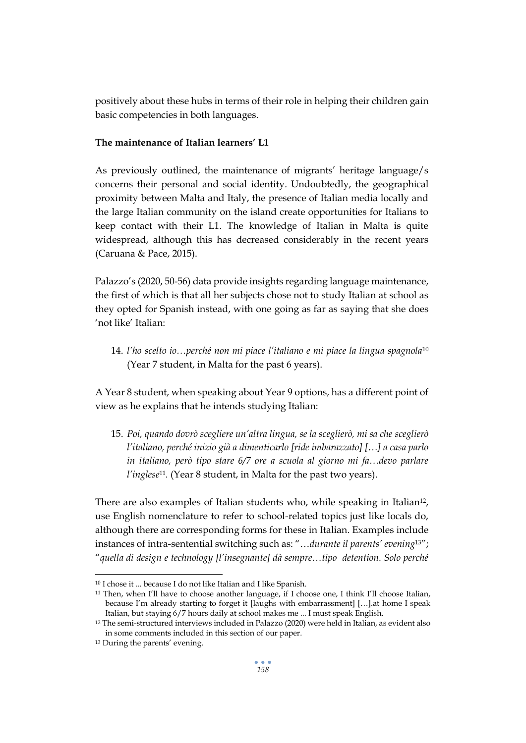positively about these hubs in terms of their role in helping their children gain basic competencies in both languages.

**The maintenance of Italian learners' L1**

As previously outlined, the maintenance of migrants' heritage language/s concerns their personal and social identity. Undoubtedly, the geographical proximity between Malta and Italy, the presence of Italian media locally and the large Italian community on the island create opportunities for Italians to keep contact with their L1. The knowledge of Italian in Malta is quite widespread, although this has decreased considerably in the recent years (Caruana & Pace, 2015).

Palazzo's (2020, 50-56) data provide insights regarding language maintenance, the first of which is that all her subjects chose not to study Italian at school as they opted for Spanish instead, with one going as far as saying that she does 'not like' Italian:

14. *l'ho scelto io…perché non mi piace l'italiano e mi piace la lingua spagnola*[10] (Year 7 student, in Malta for the past 6 years).

A Year 8 student, when speaking about Year 9 options, has a different point of view as he explains that he intends studying Italian:

15. *Poi, quando dovrò scegliere un'altra lingua, se la sceglierò, mi sa che sceglierò l'italiano, perché inizio già a dimenticarlo [ride imbarazzato] […] a casa parlo in italiano, però tipo stare 6/7 ore a scuola al giorno mi fa…devo parlare l'inglese*[11]. (Year 8 student, in Malta for the past two years).

There are also examples of Italian students who, while speaking in Italian[12], use English nomenclature to refer to school-related topics just like locals do, although there are corresponding forms for these in Italian. Examples include instances of intra-sentential switching such as: "…*durante il parents' evening*[13]"; "*quella di design e technology [l'insegnante] dà sempre…tipo detention. Solo perché*

---

[10] I chose it ... because I do not like Italian and I like Spanish.

[11] Then, when I'll have to choose another language, if I choose one, I think I'll choose Italian, because I'm already starting to forget it [laughs with embarrassment] […].at home I speak Italian, but staying 6/7 hours daily at school makes me ... I must speak English.

[12] The semi-structured interviews included in Palazzo (2020) were held in Italian, as evident also in some comments included in this section of our paper.

[13] During the parents' evening.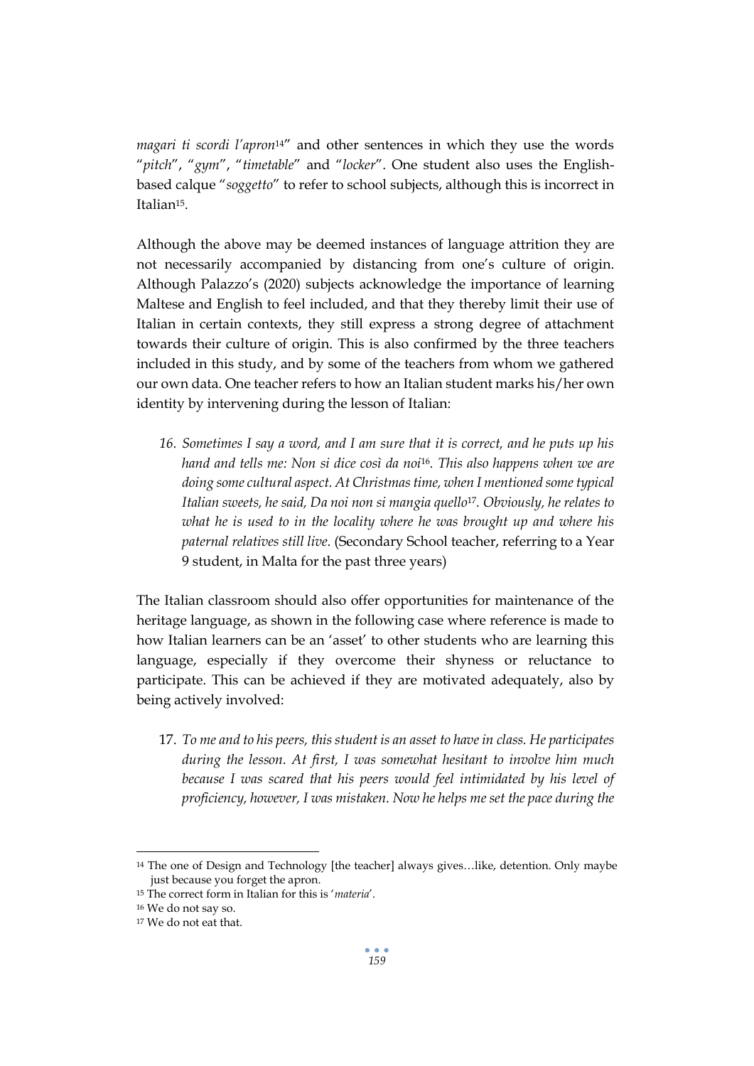*magari ti scordi l'apron*[14]" and other sentences in which they use the words "*pitch*", "*gym*", "*timetable*" and "*locker*". One student also uses the English-based calque "*soggetto*" to refer to school subjects, although this is incorrect in Italian[15].

Although the above may be deemed instances of language attrition they are not necessarily accompanied by distancing from one's culture of origin. Although Palazzo's (2020) subjects acknowledge the importance of learning Maltese and English to feel included, and that they thereby limit their use of Italian in certain contexts, they still express a strong degree of attachment towards their culture of origin. This is also confirmed by the three teachers included in this study, and by some of the teachers from whom we gathered our own data. One teacher refers to how an Italian student marks his/her own identity by intervening during the lesson of Italian:

> 16. *Sometimes I say a word, and I am sure that it is correct, and he puts up his hand and tells me: Non si dice così da noi*[16]*. This also happens when we are doing some cultural aspect. At Christmas time, when I mentioned some typical Italian sweets, he said, Da noi non si mangia quello*[17]*. Obviously, he relates to what he is used to in the locality where he was brought up and where his paternal relatives still live.* (Secondary School teacher, referring to a Year 9 student, in Malta for the past three years)

The Italian classroom should also offer opportunities for maintenance of the heritage language, as shown in the following case where reference is made to how Italian learners can be an 'asset' to other students who are learning this language, especially if they overcome their shyness or reluctance to participate. This can be achieved if they are motivated adequately, also by being actively involved:

> 17. *To me and to his peers, this student is an asset to have in class. He participates during the lesson. At first, I was somewhat hesitant to involve him much because I was scared that his peers would feel intimidated by his level of proficiency, however, I was mistaken. Now he helps me set the pace during the*

---

[14] The one of Design and Technology [the teacher] always gives…like, detention. Only maybe just because you forget the apron.

[15] The correct form in Italian for this is '*materia*'.

[16] We do not say so.

[17] We do not eat that.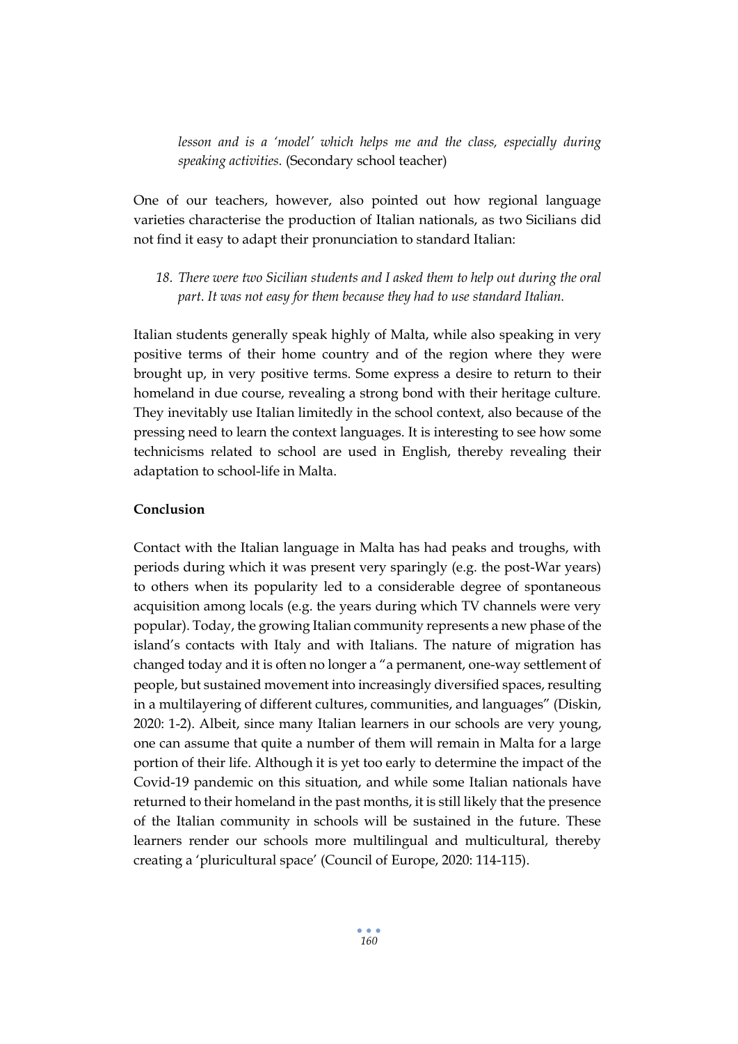*lesson and is a 'model' which helps me and the class, especially during speaking activities.* (Secondary school teacher)

One of our teachers, however, also pointed out how regional language varieties characterise the production of Italian nationals, as two Sicilians did not find it easy to adapt their pronunciation to standard Italian:

18. *There were two Sicilian students and I asked them to help out during the oral part. It was not easy for them because they had to use standard Italian.*

Italian students generally speak highly of Malta, while also speaking in very positive terms of their home country and of the region where they were brought up, in very positive terms. Some express a desire to return to their homeland in due course, revealing a strong bond with their heritage culture. They inevitably use Italian limitedly in the school context, also because of the pressing need to learn the context languages. It is interesting to see how some technicisms related to school are used in English, thereby revealing their adaptation to school-life in Malta.

**Conclusion**

Contact with the Italian language in Malta has had peaks and troughs, with periods during which it was present very sparingly (e.g. the post-War years) to others when its popularity led to a considerable degree of spontaneous acquisition among locals (e.g. the years during which TV channels were very popular). Today, the growing Italian community represents a new phase of the island's contacts with Italy and with Italians. The nature of migration has changed today and it is often no longer a "a permanent, one-way settlement of people, but sustained movement into increasingly diversified spaces, resulting in a multilayering of different cultures, communities, and languages" (Diskin, 2020: 1-2). Albeit, since many Italian learners in our schools are very young, one can assume that quite a number of them will remain in Malta for a large portion of their life. Although it is yet too early to determine the impact of the Covid-19 pandemic on this situation, and while some Italian nationals have returned to their homeland in the past months, it is still likely that the presence of the Italian community in schools will be sustained in the future. These learners render our schools more multilingual and multicultural, thereby creating a 'pluricultural space' (Council of Europe, 2020: 114-115).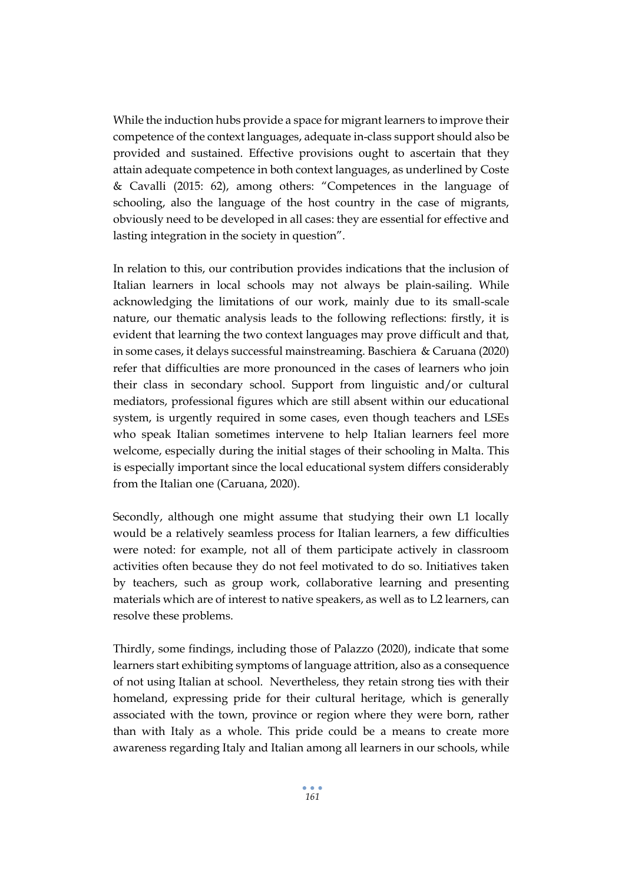While the induction hubs provide a space for migrant learners to improve their competence of the context languages, adequate in-class support should also be provided and sustained. Effective provisions ought to ascertain that they attain adequate competence in both context languages, as underlined by Coste & Cavalli (2015: 62), among others: "Competences in the language of schooling, also the language of the host country in the case of migrants, obviously need to be developed in all cases: they are essential for effective and lasting integration in the society in question".

In relation to this, our contribution provides indications that the inclusion of Italian learners in local schools may not always be plain-sailing. While acknowledging the limitations of our work, mainly due to its small-scale nature, our thematic analysis leads to the following reflections: firstly, it is evident that learning the two context languages may prove difficult and that, in some cases, it delays successful mainstreaming. Baschiera & Caruana (2020) refer that difficulties are more pronounced in the cases of learners who join their class in secondary school. Support from linguistic and/or cultural mediators, professional figures which are still absent within our educational system, is urgently required in some cases, even though teachers and LSEs who speak Italian sometimes intervene to help Italian learners feel more welcome, especially during the initial stages of their schooling in Malta. This is especially important since the local educational system differs considerably from the Italian one (Caruana, 2020).

Secondly, although one might assume that studying their own L1 locally would be a relatively seamless process for Italian learners, a few difficulties were noted: for example, not all of them participate actively in classroom activities often because they do not feel motivated to do so. Initiatives taken by teachers, such as group work, collaborative learning and presenting materials which are of interest to native speakers, as well as to L2 learners, can resolve these problems.

Thirdly, some findings, including those of Palazzo (2020), indicate that some learners start exhibiting symptoms of language attrition, also as a consequence of not using Italian at school. Nevertheless, they retain strong ties with their homeland, expressing pride for their cultural heritage, which is generally associated with the town, province or region where they were born, rather than with Italy as a whole. This pride could be a means to create more awareness regarding Italy and Italian among all learners in our schools, while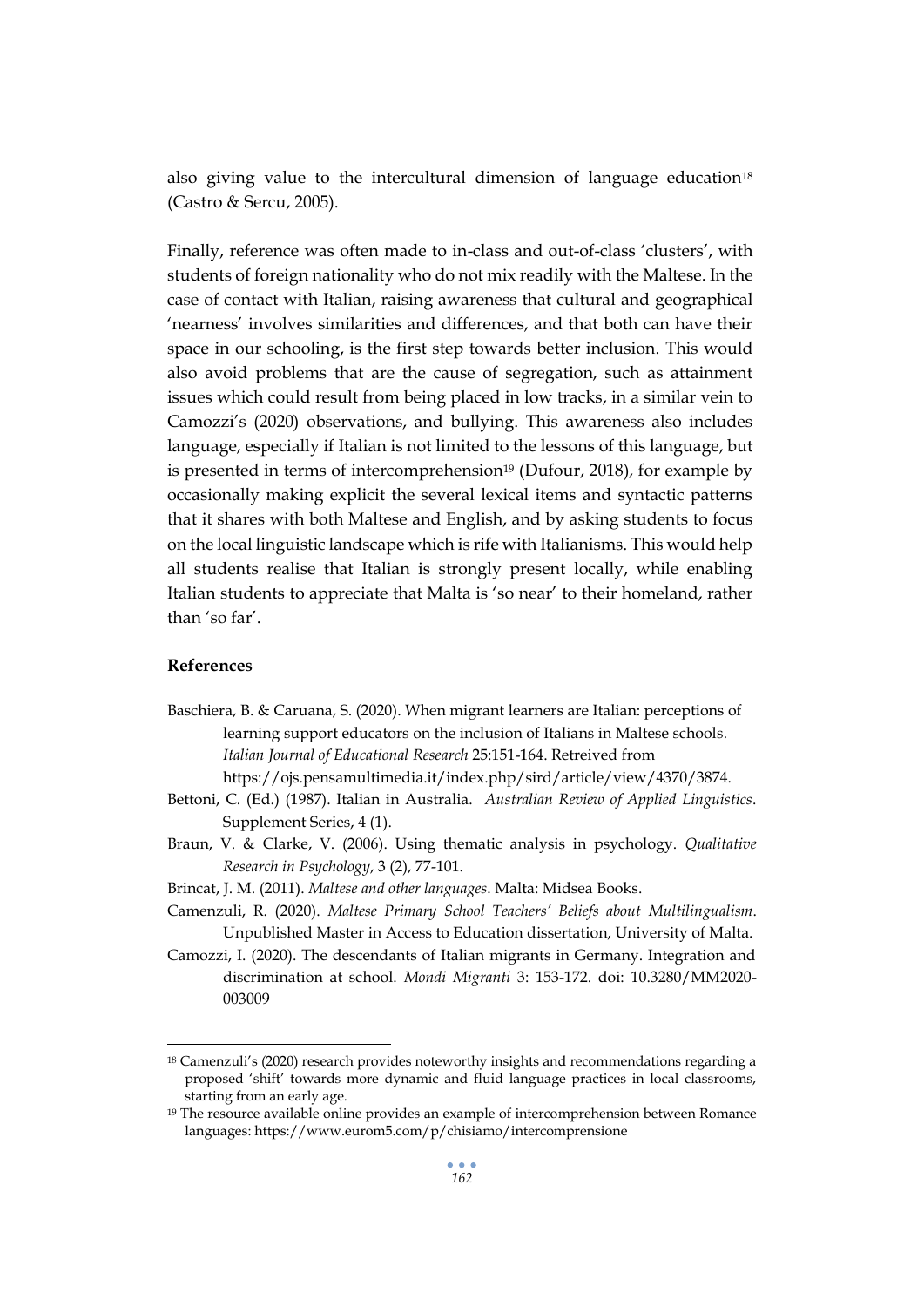also giving value to the intercultural dimension of language education[18] (Castro & Sercu, 2005).

Finally, reference was often made to in-class and out-of-class 'clusters', with students of foreign nationality who do not mix readily with the Maltese. In the case of contact with Italian, raising awareness that cultural and geographical 'nearness' involves similarities and differences, and that both can have their space in our schooling, is the first step towards better inclusion. This would also avoid problems that are the cause of segregation, such as attainment issues which could result from being placed in low tracks, in a similar vein to Camozzi's (2020) observations, and bullying. This awareness also includes language, especially if Italian is not limited to the lessons of this language, but is presented in terms of intercomprehension[19] (Dufour, 2018), for example by occasionally making explicit the several lexical items and syntactic patterns that it shares with both Maltese and English, and by asking students to focus on the local linguistic landscape which is rife with Italianisms. This would help all students realise that Italian is strongly present locally, while enabling Italian students to appreciate that Malta is 'so near' to their homeland, rather than 'so far'.

**References**

Baschiera, B. & Caruana, S. (2020). When migrant learners are Italian: perceptions of learning support educators on the inclusion of Italians in Maltese schools. *Italian Journal of Educational Research* 25:151-164. Retreived from https://ojs.pensamultimedia.it/index.php/sird/article/view/4370/3874.

Bettoni, C. (Ed.) (1987). Italian in Australia. *Australian Review of Applied Linguistics*. Supplement Series, 4 (1).

Braun, V. & Clarke, V. (2006). Using thematic analysis in psychology. *Qualitative Research in Psychology*, 3 (2), 77-101.

Brincat, J. M. (2011). *Maltese and other languages*. Malta: Midsea Books.

Camenzuli, R. (2020). *Maltese Primary School Teachers' Beliefs about Multilingualism*. Unpublished Master in Access to Education dissertation, University of Malta.

Camozzi, I. (2020). The descendants of Italian migrants in Germany. Integration and discrimination at school. *Mondi Migranti* 3: 153-172. doi: 10.3280/MM2020-003009

[18] Camenzuli's (2020) research provides noteworthy insights and recommendations regarding a proposed 'shift' towards more dynamic and fluid language practices in local classrooms, starting from an early age.

[19] The resource available online provides an example of intercomprehension between Romance languages: https://www.eurom5.com/p/chisiamo/intercomprensione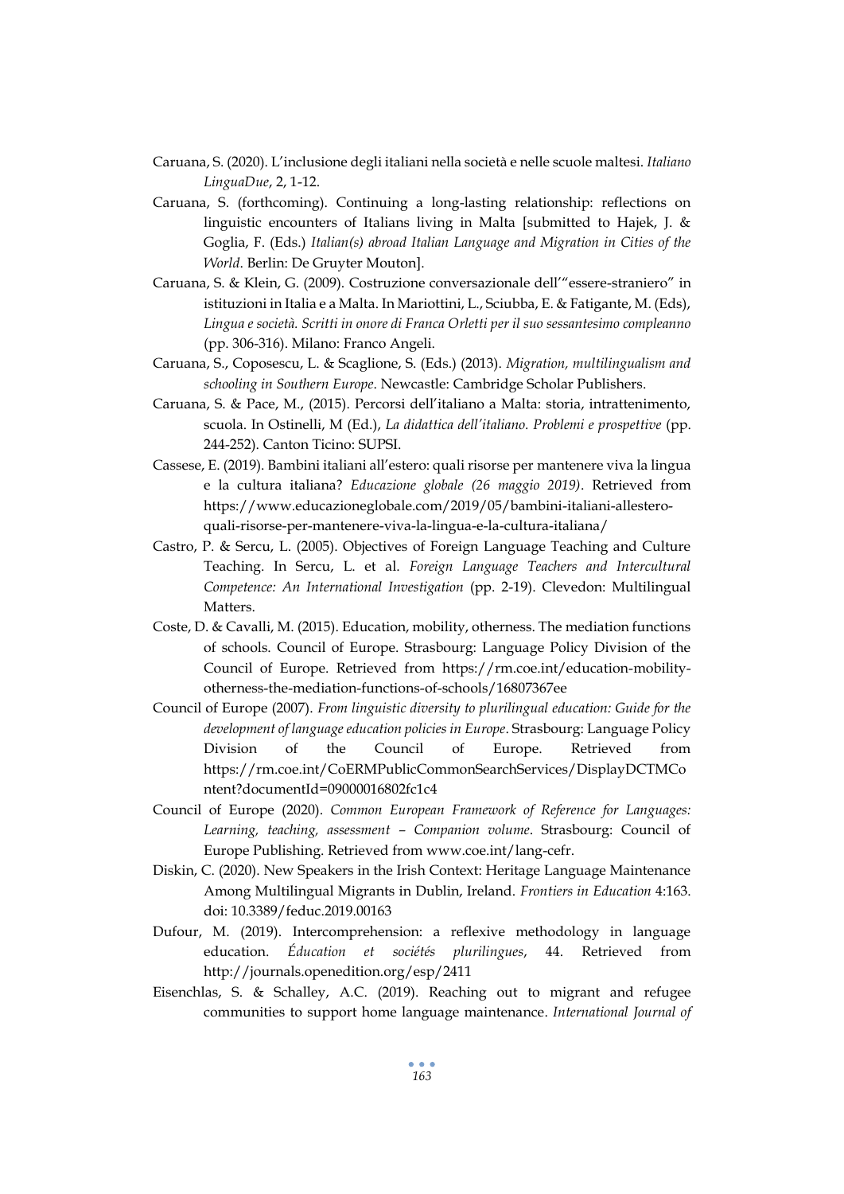Caruana, S. (2020). L'inclusione degli italiani nella società e nelle scuole maltesi. *Italiano LinguaDue*, 2, 1-12.

Caruana, S. (forthcoming). Continuing a long-lasting relationship: reflections on linguistic encounters of Italians living in Malta [submitted to Hajek, J. & Goglia, F. (Eds.) *Italian(s) abroad Italian Language and Migration in Cities of the World*. Berlin: De Gruyter Mouton].

Caruana, S. & Klein, G. (2009). Costruzione conversazionale dell'"essere-straniero" in istituzioni in Italia e a Malta. In Mariottini, L., Sciubba, E. & Fatigante, M. (Eds), *Lingua e società. Scritti in onore di Franca Orletti per il suo sessantesimo compleanno* (pp. 306-316). Milano: Franco Angeli.

Caruana, S., Coposescu, L. & Scaglione, S. (Eds.) (2013). *Migration, multilingualism and schooling in Southern Europe*. Newcastle: Cambridge Scholar Publishers.

Caruana, S. & Pace, M., (2015). Percorsi dell'italiano a Malta: storia, intrattenimento, scuola. In Ostinelli, M (Ed.), *La didattica dell'italiano. Problemi e prospettive* (pp. 244-252). Canton Ticino: SUPSI.

Cassese, E. (2019). Bambini italiani all'estero: quali risorse per mantenere viva la lingua e la cultura italiana? *Educazione globale (26 maggio 2019)*. Retrieved from https://www.educazioneglobale.com/2019/05/bambini-italiani-allestero-quali-risorse-per-mantenere-viva-la-lingua-e-la-cultura-italiana/

Castro, P. & Sercu, L. (2005). Objectives of Foreign Language Teaching and Culture Teaching. In Sercu, L. et al. *Foreign Language Teachers and Intercultural Competence: An International Investigation* (pp. 2-19). Clevedon: Multilingual Matters.

Coste, D. & Cavalli, M. (2015). Education, mobility, otherness. The mediation functions of schools. Council of Europe. Strasbourg: Language Policy Division of the Council of Europe. Retrieved from https://rm.coe.int/education-mobility-otherness-the-mediation-functions-of-schools/16807367ee

Council of Europe (2007). *From linguistic diversity to plurilingual education: Guide for the development of language education policies in Europe*. Strasbourg: Language Policy Division of the Council of Europe. Retrieved from https://rm.coe.int/CoERMPublicCommonSearchServices/DisplayDCTMContent?documentId=09000016802fc1c4

Council of Europe (2020). *Common European Framework of Reference for Languages: Learning, teaching, assessment – Companion volume*. Strasbourg: Council of Europe Publishing. Retrieved from www.coe.int/lang-cefr.

Diskin, C. (2020). New Speakers in the Irish Context: Heritage Language Maintenance Among Multilingual Migrants in Dublin, Ireland. *Frontiers in Education* 4:163. doi: 10.3389/feduc.2019.00163

Dufour, M. (2019). Intercomprehension: a reflexive methodology in language education. *Éducation et sociétés plurilingues*, 44. Retrieved from http://journals.openedition.org/esp/2411

Eisenchlas, S. & Schalley, A.C. (2019). Reaching out to migrant and refugee communities to support home language maintenance. *International Journal of*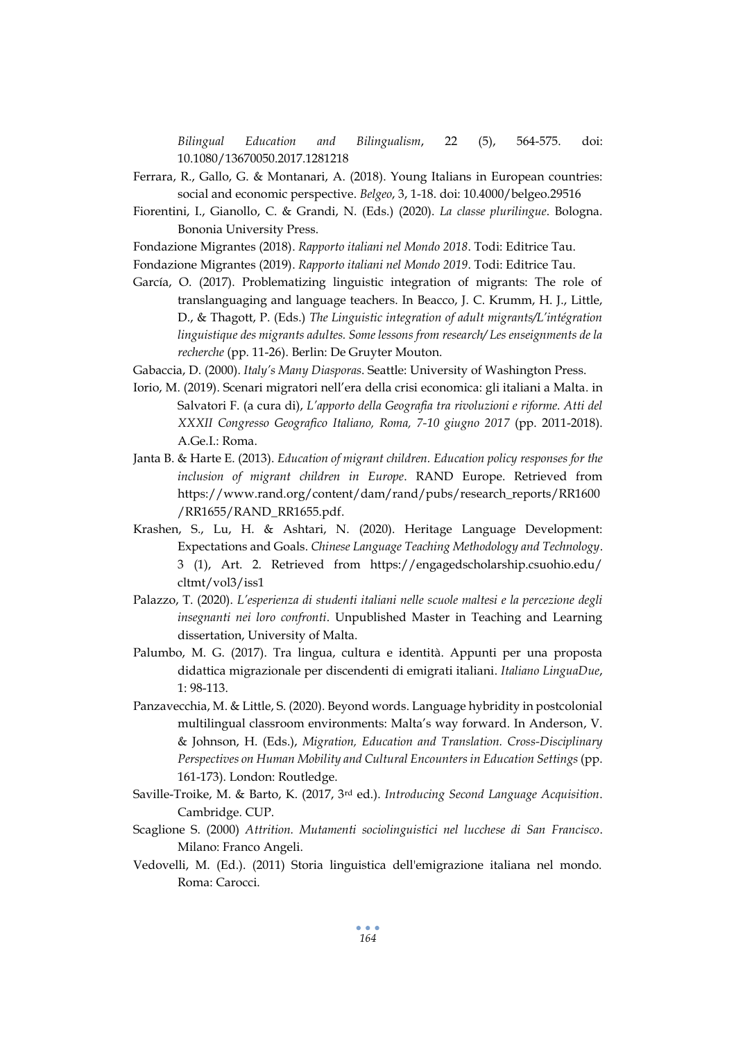*Bilingual Education and Bilingualism*, 22 (5), 564-575. doi: 10.1080/13670050.2017.1281218

Ferrara, R., Gallo, G. & Montanari, A. (2018). Young Italians in European countries: social and economic perspective. *Belgeo*, 3, 1-18. doi: 10.4000/belgeo.29516

Fiorentini, I., Gianollo, C. & Grandi, N. (Eds.) (2020). *La classe plurilingue*. Bologna. Bononia University Press.

Fondazione Migrantes (2018). *Rapporto italiani nel Mondo 2018*. Todi: Editrice Tau.

Fondazione Migrantes (2019). *Rapporto italiani nel Mondo 2019*. Todi: Editrice Tau.

García, O. (2017). Problematizing linguistic integration of migrants: The role of translanguaging and language teachers. In Beacco, J. C. Krumm, H. J., Little, D., & Thagott, P. (Eds.) *The Linguistic integration of adult migrants/L'intégration linguistique des migrants adultes. Some lessons from research/ Les enseignments de la recherche* (pp. 11-26). Berlin: De Gruyter Mouton.

Gabaccia, D. (2000). *Italy's Many Diasporas*. Seattle: University of Washington Press.

Iorio, M. (2019). Scenari migratori nell'era della crisi economica: gli italiani a Malta. in Salvatori F. (a cura di), *L'apporto della Geografia tra rivoluzioni e riforme. Atti del XXXII Congresso Geografico Italiano, Roma, 7-10 giugno 2017* (pp. 2011-2018). A.Ge.I.: Roma.

Janta B. & Harte E. (2013). *Education of migrant children. Education policy responses for the inclusion of migrant children in Europe*. RAND Europe. Retrieved from https://www.rand.org/content/dam/rand/pubs/research_reports/RR1600/RR1655/RAND_RR1655.pdf.

Krashen, S., Lu, H. & Ashtari, N. (2020). Heritage Language Development: Expectations and Goals. *Chinese Language Teaching Methodology and Technology*. 3 (1), Art. 2. Retrieved from https://engagedscholarship.csuohio.edu/cltmt/vol3/iss1

Palazzo, T. (2020). *L'esperienza di studenti italiani nelle scuole maltesi e la percezione degli insegnanti nei loro confronti*. Unpublished Master in Teaching and Learning dissertation, University of Malta.

Palumbo, M. G. (2017). Tra lingua, cultura e identità. Appunti per una proposta didattica migrazionale per discendenti di emigrati italiani. *Italiano LinguaDue*, 1: 98-113.

Panzavecchia, M. & Little, S. (2020). Beyond words. Language hybridity in postcolonial multilingual classroom environments: Malta's way forward. In Anderson, V. & Johnson, H. (Eds.), *Migration, Education and Translation. Cross-Disciplinary Perspectives on Human Mobility and Cultural Encounters in Education Settings* (pp. 161-173). London: Routledge.

Saville-Troike, M. & Barto, K. (2017, 3rd ed.). *Introducing Second Language Acquisition*. Cambridge. CUP.

Scaglione S. (2000) *Attrition. Mutamenti sociolinguistici nel lucchese di San Francisco*. Milano: Franco Angeli.

Vedovelli, M. (Ed.). (2011) Storia linguistica dell'emigrazione italiana nel mondo. Roma: Carocci.